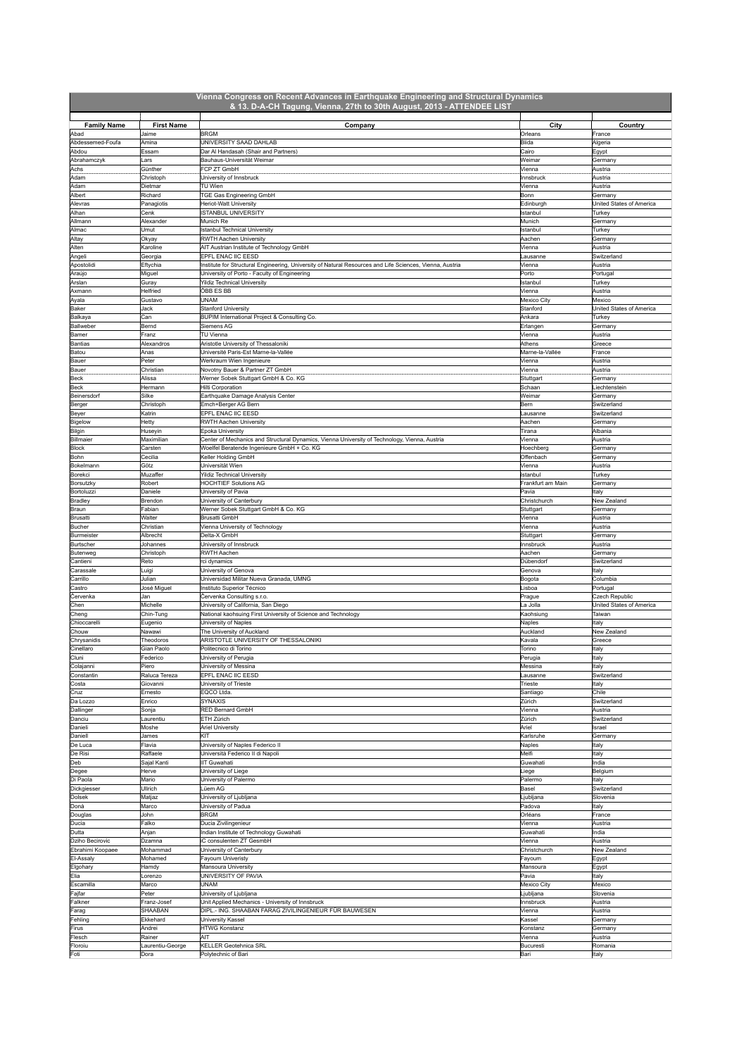# Vienna Congress on Recent Advances in Earthquake Engineering and Structural Dynamics
## & 13. D-A-CH Tagung, Vienna, 27th to 30th August, 2013 - ATTENDEE LIST

| Family Name | First Name | Company | City | Country |
|---|---|---|---|---|
| Abad | Jaime | BRGM | Orleans | France |
| Abdessemed-Foufa | Amina | UNIVERSITY SAAD DAHLAB | Blida | Algeria |
| Abdou | Essam | Dar Al Handasah (Shair and Partners) | Cairo | Egypt |
| Abrahamczyk | Lars | Bauhaus-Universität Weimar | Weimar | Germany |
| Achs | Günther | FCP ZT GmbH | Vienna | Austria |
| Adam | Christoph | University of Innsbruck | Innsbruck | Austria |
| Adam | Dietmar | TU Wien | Vienna | Austria |
| Albert | Richard | TGE Gas Engineering GmbH | Bonn | Germany |
| Alevras | Panagiotis | Heriot-Watt University | Edinburgh | United States of America |
| Alhan | Cenk | ISTANBUL UNIVERSITY | Istanbul | Turkey |
| Allmann | Alexander | Munich Re | Munich | Germany |
| Almac | Umut | Istanbul Technical University | Istanbul | Turkey |
| Altay | Okyay | RWTH Aachen University | Aachen | Germany |
| Alten | Karoline | AIT Austrian Institute of Technology GmbH | Vienna | Austria |
| Angeli | Georgia | EPFL ENAC IIC EESD | Lausanne | Switzerland |
| Apostolidi | Eftychia | Institute for Structural Engineering, University of Natural Resources and Life Sciences, Vienna, Austria | Vienna | Austria |
| Araújo | Miguel | University of Porto - Faculty of Engineering | Porto | Portugal |
| Arslan | Guray | Yildiz Technical University | Istanbul | Turkey |
| Axmann | Helfried | ÖBB ES BB | Vienna | Austria |
| Ayala | Gustavo | UNAM | Mexico City | Mexico |
| Baker | Jack | Stanford University | Stanford | United States of America |
| Balkaya | Can | BUPIM International Project & Consulting Co. | Ankara | Turkey |
| Ballweber | Bernd | Siemens AG | Erlangen | Germany |
| Bamer | Franz | TU Vienna | Vienna | Austria |
| Bantias | Alexandros | Aristotle University of Thessaloniki | Athens | Greece |
| Batou | Anas | Université Paris-Est Marne-la-Vallée | Marne-la-Vallée | France |
| Bauer | Peter | Werkraum Wien Ingenieure | Vienna | Austria |
| Bauer | Christian | Novotny Bauer & Partner ZT GmbH | Vienna | Austria |
| Beck | Alissa | Werner Sobek Stuttgart GmbH & Co. KG | Stuttgart | Germany |
| Beck | Hermann | Hilti Corporation | Schaan | Liechtenstein |
| Beinersdorf | Silke | Earthquake Damage Analysis Center | Weimar | Germany |
| Berger | Christoph | Emch+Berger AG Bern | Bern | Switzerland |
| Beyer | Katrin | EPFL ENAC IIC EESD | Lausanne | Switzerland |
| Bigelow | Hetty | RWTH Aachen University | Aachen | Germany |
| Bilgin | Huseyin | Epoka University | Tirana | Albania |
| Billmaier | Maximilian | Center of Mechanics and Structural Dynamics, Vienna University of Technology, Vienna, Austria | Vienna | Austria |
| Block | Carsten | Woelfel Beratende Ingenieure GmbH + Co. KG | Hoechberg | Germany |
| Bohn | Cecilia | Keller Holding GmbH | Offenbach | Germany |
| Bokelmann | Götz | Universität Wien | Vienna | Austria |
| Borekci | Muzaffer | Yildiz Technical University | Istanbul | Turkey |
| Borsutzky | Robert | HOCHTIEF Solutions AG | Frankfurt am Main | Germany |
| Bortoluzzi | Daniele | University of Pavia | Pavia | Italy |
| Bradley | Brendon | University of Canterbury | Christchurch | New Zealand |
| Braun | Fabian | Werner Sobek Stuttgart GmbH & Co. KG | Stuttgart | Germany |
| Brusatti | Walter | Brusatti GmbH | Vienna | Austria |
| Bucher | Christian | Vienna University of Technology | Vienna | Austria |
| Burmeister | Albrecht | Delta-X GmbH | Stuttgart | Germany |
| Burtscher | Johannes | University of Innsbruck | Innsbruck | Austria |
| Butenweg | Christoph | RWTH Aachen | Aachen | Germany |
| Cantieni | Reto | rci dynamics | Dübendorf | Switzerland |
| Carassale | Luigi | University of Genova | Genova | Italy |
| Carrillo | Julian | Universidad Militar Nueva Granada, UMNG | Bogota | Columbia |
| Castro | José Miguel | Instituto Superior Técnico | Lisboa | Portugal |
| Červenka | Jan | Červenka Consulting s.r.o. | Prague | Czech Republic |
| Chen | Michelle | University of California, San Diego | La Jolla | United States of America |
| Cheng | Chin-Tung | National kaohsiung First University of Science and Technology | Kaohsiung | Taiwan |
| Chioccarelli | Eugenio | University of Naples | Naples | Italy |
| Chouw | Nawawi | The University of Auckland | Auckland | New Zealand |
| Chrysanidis | Theodoros | ARISTOTLE UNIVERSITY OF THESSALONIKI | Kavala | Greece |
| Cinellaro | Gian Paolo | Politecnico di Torino | Torino | Italy |
| Cluni | Federico | University of Perugia | Perugia | Italy |
| Colajanni | Piero | University of Messina | Messina | Italy |
| Constantin | Raluca Tereza | EPFL ENAC IIC EESD | Lausanne | Switzerland |
| Costa | Giovanni | University of Trieste | Trieste | Italy |
| Cruz | Ernesto | EQCO Ltda. | Santiago | Chile |
| Da Lozzo | Enrico | SYNAXIS | Zürich | Switzerland |
| Dallinger | Sonja | RED Bernard GmbH | Vienna | Austria |
| Danciu | Laurentiu | ETH Zürich | Zürich | Switzerland |
| Danieli | Moshe | Ariel University | Ariel | Israel |
| Daniell | James | KIT | Karlsruhe | Germany |
| De Luca | Flavia | University of Naples Federico II | Naples | Italy |
| De Risi | Raffaele | Università Federico II di Napoli | Melfi | Italy |
| Deb | Sajal Kanti | IIT Guwahati | Guwahati | India |
| Degee | Herve | University of Liege | Liege | Belgium |
| Di Paola | Mario | University of Palermo | Palermo | Italy |
| Dickgiesser | Ullrich | Lüem AG | Basel | Switzerland |
| Dolsek | Matjaz | University of Ljubljana | Ljubljana | Slovenia |
| Donà | Marco | University of Padua | Padova | Italy |
| Douglas | John | BRGM | Orléans | France |
| Ducia | Falko | Ducia Zivilingenieur | Vienna | Austria |
| Dutta | Anjan | Indian Institute of Technology Guwahati | Guwahati | India |
| Dziho Becirovic | Dzamna | iC consulenten ZT GesmbH | Vienna | Austria |
| Ebrahimi Koopaee | Mohammad | University of Canterbury | Christchurch | New Zealand |
| El-Assaly | Mohamed | Fayoum Univeristy | Fayoum | Egypt |
| Elgohary | Hamdy | Mansoura University | Mansoura | Egypt |
| Elia | Lorenzo | UNIVERSITY OF PAVIA | Pavia | Italy |
| Escamilla | Marco | UNAM | Mexico City | Mexico |
| Fajfar | Peter | University of Ljubljana | Ljubljana | Slovenia |
| Falkner | Franz-Josef | Unit Applied Mechanics - University of Innsbruck | Innsbruck | Austria |
| Farag | SHAABAN | DIPL.- ING. SHAABAN FARAG ZIVILINGENIEUR FÜR BAUWESEN | Vienna | Austria |
| Fehling | Ekkehard | University Kassel | Kassel | Germany |
| Firus | Andrei | HTWG Konstanz | Konstanz | Germany |
| Flesch | Rainer | AIT | Vienna | Austria |
| Floroiu | Laurentiu-George | KELLER Geotehnica SRL | Bucuresti | Romania |
| Foti | Dora | Polytechnic of Bari | Bari | Italy |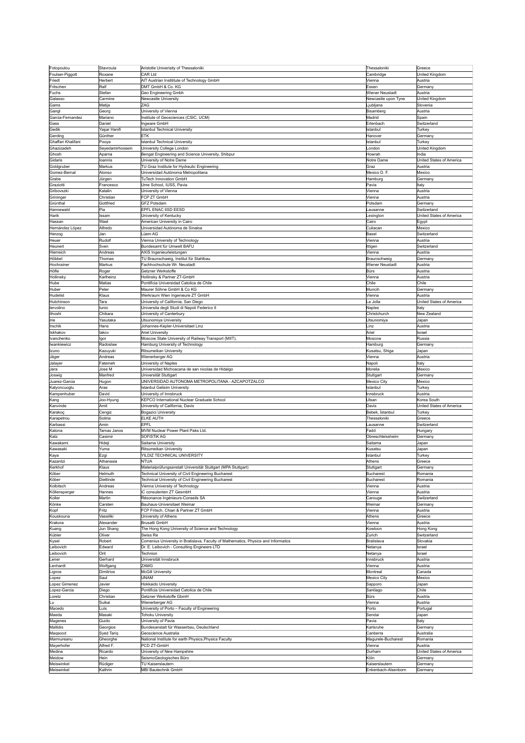| | | | | |
|---|---|---|---|---|
| Fotopoulou | Stavroula | Aristotle Univerisity of Thessaloniki | Thessaloniki | Greece |
| Foulser-Piggott | Roxane | CAR Ltd | Cambridge | United Kingdom |
| Friedl | Herbert | AIT Austrian Instititute of Technology GmbH | Vienna | Austria |
| Fritschen | Ralf | DMT GmbH & Co. KG | Essen | Germany |
| Fuchs | Stefan | Geo Engineering Gmbh | Wiener Neustadt | Austria |
| Galasso | Carmine | Newcastle University | Newcastle upon Tyne | United Kingdom |
| Gams | Matija | ZAG | Ljubljana | Slovenia |
| Gangl | Georg | University of Vienna | Bisamberg | Austria |
| Garcia-Fernandez | Mariano | Institute of Geosciences (CSIC, UCM) | Madrid | Spain |
| Gass | Daniel | Ingware GmbH | Erlenbach | Switzerland |
| Gedik | Yaşar Hanifi | Istanbul Technical University | Istanbul | Turkey |
| Gerding | Günther | ETK | Hanover | Germany |
| Ghaffari Khalifani | Pooya | Istanbul Technical University | Istanbul | Turkey |
| Ghazizadeh | Seyedamirhossein | University College London | London | United Kingdom |
| Ghosh | Aparna | Bengal Engineering and Science University, Shibpur | Howrah | India |
| Gidaris | Ioannis | University of Notre Dame | Notre Dame | United States of America |
| Goldgruber | Markus | TU Graz Institute for Hydraulic Engineering | Graz | Austria |
| Gomez-Bernal | Alonso | Universidad Autónoma Metropolitana | Mexico D. F. | Mexico |
| Grabe | Jürgen | TuTech Innovation GmbH | Hamburg | Germany |
| Graziotti | Francesco | Ume School, IUSS, Pavia | Pavia | Italy |
| Gribovszki | Katalin | University of Vienna | Vienna | Austria |
| Grininger | Christian | FCP ZT GmbH | Vienna | Austria |
| Grünthal | Gottfried | GFZ Potsdam | Potsdam | Germany |
| Hannewald | Pia | EPFL ENAC IISD EESD | Lausanne | Switzerland |
| Harik | Issam | University of Kentucky | Lexington | United States of America |
| Hassan | Wael | American University in Cairo | Cairo | Egypt |
| Hernández López | Alfredo | Universidad Autónoma de Sinaloa | Culiacan | Mexico |
| Herzog | Jan | Lüem AG | Basel | Switzerland |
| Heuer | Rudolf | Vienna University of Technology | Vienna | Austria |
| Heunert | Sven | Bundesamt für Umwelt BAFU | Ittigen | Switzerland |
| Hierreich | Andreas | AXIS Ingenieurleistungen | Vienna | Austria |
| Höbbel | Thomas | TU Braunschweig, Institut für Stahlbau | Braunschweig | Germany |
| Hochrainer | Markus | Fachhochschule Wr. Neustadt | Wiener Neustadt | Austria |
| Höfle | Roger | Getzner Werkstoffe | Bürs | Austria |
| Hollinsky | Karlheinz | Hollinsky & Partner ZT-GmbH | Vienna | Austria |
| Hube | Matias | Pontificia Universidad Catolica de Chile | Chile | Chile |
| Huber | Peter | Maurer Söhne GmbH & Co KG | Muncih | Germany |
| Hudelist | Klaus | Werkraum Wien Ingenieure ZT GmbH | Vienna | Austria |
| Hutchinson | Tara | University of California, San Diego | La Jolla | United States of America |
| Iervolino | Iunio | Universita degli Studi di Napoli Federico II | Naples | Italy |
| Ilhoshi | Chikara | University of Canterbury | Christchurch | New Zealand |
| Irie | Yasutaka | Utsunomiya University | Utsunomiya | Japan |
| Irschik | Hans | Johannes-Kepler-Universitaet Linz | Linz | Austria |
| Iskhakov | Iakov | Ariel University | Ariel | Israel |
| Ivanchenko | Igor | Moscow State University of Railway Transport (MIIT), | Moscow | Russia |
| Iwankiewicz | Radoslaw | Hamburg University of Technology | Hamburg | Germany |
| Izuno | Kazuyuki | Ritsumeikan University | Kusatsu, Shiga | Japan |
| Jäger | Andreas | Wienerberger AG | Vienna | Austria |
| Jalayer | Fatemeh | University of Naples | Napoli | Italy |
| Jara | Jose M | Universidad Michoacana de san nicolas de Hidalgo | Morelia | Mexico |
| Joswig | Manfred | Universität Stuttgart | Stuttgart | Germany |
| Juarez-Garcia | Hugon | UNIVERSIDAD AUTONOMA METROPOLITANA - AZCAPOTZALCO | Mexico City | Mexico |
| Kalyoncuoglu | Aras | Istanbul Gelisim University | Istanbul | Turkey |
| Kampenhuber | David | University of Innsbruck | Innsbruck | Austria |
| Kang | Joo-Hyung | KEPCO International Nuclear Graduate School | Ulsan | Korea South |
| Kanvinde | Amit | University of California, Davis | Davis | United States of America |
| Karakoç | Cengiz | Bogazici University | Bebek, İstanbul | Turkey |
| Karapetrou | Sotiria | ELKE AUTH | Thessaloniki | Greece |
| Karbassi | Amin | EPFL | Lausanne | Switzerland |
| Katona | Tamas Janos | MVM Nuclear Power Plant Paks Ltd. | Fadd | Hungary |
| Katz | Casimir | SOFiSTiK AG | Obreschleissheim | Germany |
| Kawakami | Hideji | Saitama University | Saitama | Japan |
| Kawasaki | Yuma | Ritsumeikan University | Kusatsu | Japan |
| Kaya | Ezgi | YILDIZ TECHNICAL UNIVERSITY | Istanbul | Turkey |
| Kazantzi | Athanasia | NTUA | Athens | Greece |
| Kerkhof | Klaus | Materialprüfungsanstalt Universität Stuttgart (MPA Stuttgart) | Stuttgart | Germany |
| Köber | Helmuth | Technical University of Civil Engineering Bucharest | Bucharest | Romania |
| Köber | Dietlinde | Technical University of Civil Engineering Bucharest | Bucharest | Romania |
| Kolbitsch | Andreas | Vienna University of Technology | Vienna | Austria |
| Köllensperger | Hannes | iC consulenten ZT GesmbH | Vienna | Austria |
| Koller | Martin | Résonance Ingénieurs-Conseils SA | Carouge | Switzerland |
| Könke | Carsten | Bauhaus-Universitaet Weimar | Weimar | Germany |
| Kopf | Fritz | FCP Fritsch, Chiari & Partner ZT GmbH | Vienna | Austria |
| Kouskouna | Vassiliki | University of Athens | Athens | Greece |
| Krakora | Alexander | Brusatti GmbH | Vienna | Austria |
| Kuang | Jun Shang | The Hong Kong University of Science and Technology | Kowloon | Hong Kong |
| Kübler | Oliver | Swiss Re | Zurich | Switzerland |
| Kysel | Robert | Comenius University in Bratislava, Faculty of Mathematics, Physics and Informatics | Bratislava | Slovakia |
| Leibovich | Edward | Dr. E. Leibovich - Consulting Engineers LTD | Netanya | Israel |
| Leibovich | Orit | Technion | Netanya | Israel |
| Lener | Gerhard | Universität Innsbruck | Innsbruck | Austria |
| Lenhardt | Wolfgang | ZAMG | Vienna | Austria |
| Lignos | Dimitrios | McGill University | Montreal | Canada |
| Lopez | Saul | UNAM | Mexico City | Mexico |
| Lopez Gimenez | Javier | Hokkaido University | Sapporo | Japan |
| Lopez-Garcia | Diego | Pontificia Universidad Catolica de Chile | Santiago | Chile |
| Loretz | Christian | Getzner Werkstoffe GbmH | Bürs | Austria |
| Lu | Suikai | Wienerberger AG | Vienna | Austria |
| Macedo | Luís | University of Porto – Faculty of Engineering | Porto | Portugal |
| Maeda | Masaki | Tohoku University | Sendai | Japan |
| Magenes | Guido | University of Pavia | Pavia | Italy |
| Maltidis | Georgios | Bundesanstalt für Wasserbau, Deutschland | Karlsruhe | Germany |
| Maqsood | Syed Tariq | Geoscience Australia | Canberra | Australia |
| Marmureanu | Gheorghe | National Institute for earth Physics,Physics Faculty | Magurele-Bucharest | Romania |
| Mayerhofer | Alfred F. | PCD ZT-GmbH | Vienna | Austria |
| Medina | Ricardo | University of New Hampshire | Durham | United States of America |
| Meidow | Hein | SeismoGeologisches Büro | Köln | Germany |
| Meiswinkel | Rüdiger | TU Kaiserslautern | Kaiserslautern | Germany |
| Meiswinkel | Kathrin | MBI Bautechnik GmbH | Enkenbach-Alsenborn | Germany |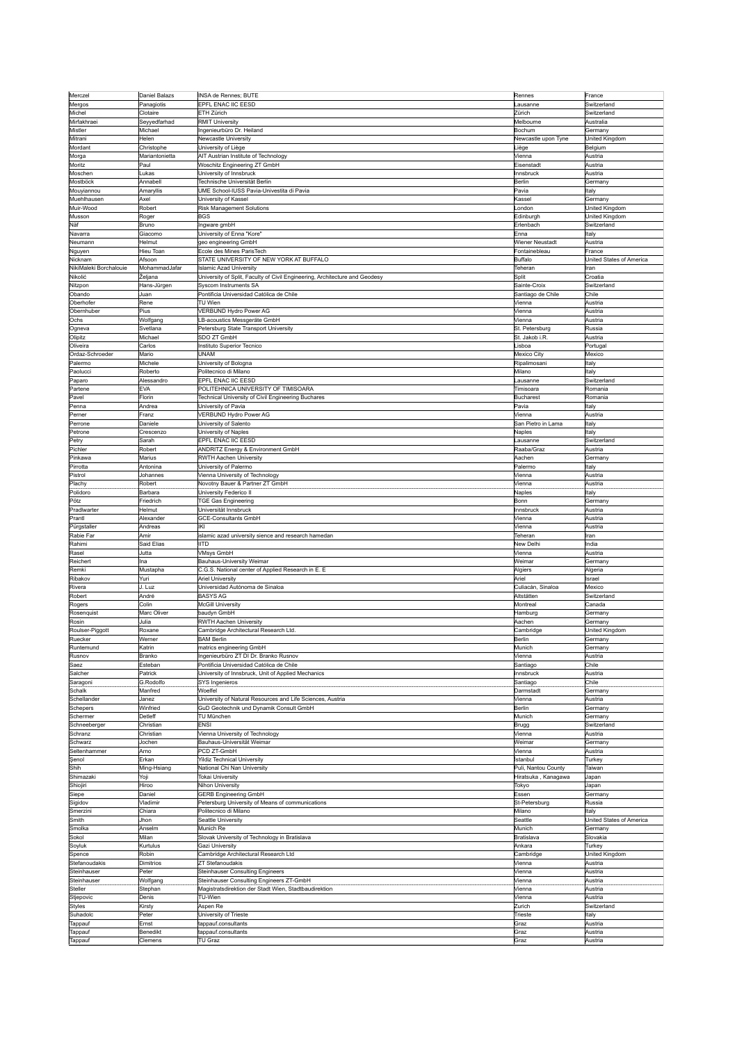| | | | | |
|---|---|---|---|---|
| Merczel | Daniel Balazs | INSA de Rennes; BUTE | Rennes | France |
| Mergos | Panagiotis | EPFL ENAC IIC EESD | Lausanne | Switzerland |
| Michel | Clotaire | ETH Zürich | Zürich | Switzerland |
| Mirfakhraei | Seyyedfarhad | RMIT University | Melbourne | Australia |
| Mistler | Michael | Ingenieurbüro Dr. Heiland | Bochum | Germany |
| Mitrani | Helen | Newcastle University | Newcastle upon Tyne | United Kingdom |
| Mordant | Christophe | University of Liège | Liège | Belgium |
| Morga | Mariantonietta | AIT Austrian Institute of Technology | Vienna | Austria |
| Moritz | Paul | Woschitz Engineering ZT GmbH | Eisenstadt | Austria |
| Moschen | Lukas | University of Innsbruck | Innsbruck | Austria |
| Mostböck | Annabell | Technische Universität Berlin | Berlin | Germany |
| Mouyiannou | Amaryllis | UME School-IUSS Pavia-Univestita di Pavia | Pavia | Italy |
| Muehlhausen | Axel | University of Kassel | Kassel | Germany |
| Muir-Wood | Robert | Risk Management Solutions | London | United Kingdom |
| Musson | Roger | BGS | Edinburgh | United Kingdom |
| Näf | Bruno | Ingware gmbH | Erlenbach | Switzerland |
| Navarra | Giacomo | University of Enna "Kore" | Enna | Italy |
| Neumann | Helmut | geo engineering GmbH | Wiener Neustadt | Austria |
| Nguyen | Hieu Toan | Ecole des Mines ParisTech | Fontainebleau | France |
| Nicknam | Afsoon | STATE UNIVERSITY OF NEW YORK AT BUFFALO | Buffalo | United States of America |
| NikiMaleki Borchalouie | MohammadJafar | Islamic Azad University | Teheran | Iran |
| Nikolić | Željana | University of Split, Faculty of Civil Engineering, Architecture and Geodesy | Split | Croatia |
| Nitzpon | Hans-Jürgen | Syscom Instruments SA | Sainte-Croix | Switzerland |
| Obando | Juan | Pontificia Universidad Católica de Chile | Santiago de Chile | Chile |
| Oberhofer | Rene | TU Wien | Vienna | Austria |
| Obernhuber | Pius | VERBUND Hydro Power AG | Vienna | Austria |
| Ochs | Wolfgang | LB-acoustics Messgeräte GmbH | Vienna | Austria |
| Ogneva | Svetlana | Petersburg State Transport University | St. Petersburg | Russia |
| Olipitz | Michael | SDO ZT GmbH | St. Jakob i.R. | Austria |
| Oliveira | Carlos | Instituto Superior Tecnico | Lisboa | Portugal |
| Ordaz-Schroeder | Mario | UNAM | Mexico City | Mexico |
| Palermo | Michele | University of Bologna | Ripalimosani | Italy |
| Paolucci | Roberto | Politecnico di Milano | Milano | Italy |
| Paparo | Alessandro | EPFL ENAC IIC EESD | Lausanne | Switzerland |
| Partene | EVA | POLITEHNICA UNIVERSITY OF TIMISOARA | Timisoara | Romania |
| Pavel | Florin | Technical University of Civil Engineering Buchares | Bucharest | Romania |
| Penna | Andrea | University of Pavia | Pavia | Italy |
| Perner | Franz | VERBUND Hydro Power AG | Vienna | Austria |
| Perrone | Daniele | University of Salento | San Pietro in Lama | Italy |
| Petrone | Crescenzo | University of Naples | Naples | Italy |
| Petry | Sarah | EPFL ENAC IIC EESD | Lausanne | Switzerland |
| Pichler | Robert | ANDRITZ Energy & Environment GmbH | Raaba/Graz | Austria |
| Pinkawa | Marius | RWTH Aachen University | Aachen | Germany |
| Pirrotta | Antonina | University of Palermo | Palermo | Italy |
| Pistrol | Johannes | Vienna University of Technology | Vienna | Austria |
| Plachy | Robert | Novotny Bauer & Partner ZT GmbH | Vienna | Austria |
| Polidoro | Barbara | University Federico II | Naples | Italy |
| Pötz | Friedrich | TGE Gas Engineering | Bonn | Germany |
| Pradlwarter | Helmut | Universität Innsbruck | Innsbruck | Austria |
| Prantl | Alexander | GCE-Consultants GmbH | Vienna | Austria |
| Pürgstaller | Andreas | IKI | Vienna | Austria |
| Rabie Far | Amir | islamic azad university sience and research hamedan | Teheran | Iran |
| Rahimi | Said Elias | IITD | New Delhi | India |
| Rasel | Jutta | VMsys GmbH | Vienna | Austria |
| Reichert | Ina | Bauhaus-University Weimar | Weimar | Germany |
| Remki | Mustapha | C.G.S. National center of Applied Research in E. E | Algiers | Algeria |
| Ribakov | Yuri | Ariel University | Ariel | Israel |
| Rivera | J. Luz | Universidad Autónoma de Sinaloa | Culiacán, Sinaloa | Mexico |
| Robert | André | BASYS AG | Altstätten | Switzerland |
| Rogers | Colin | McGill University | Montreal | Canada |
| Rosenquist | Marc Oliver | baudyn GmbH | Hamburg | Germany |
| Rosin | Julia | RWTH Aachen University | Aachen | Germany |
| Roulser-Piggott | Roxane | Cambridge Architectural Research Ltd. | Cambridge | United Kingdom |
| Ruecker | Werner | BAM Berlin | Berlin | Germany |
| Runtemund | Katrin | matrics engineering GmbH | Munich | Germany |
| Rusnov | Branko | Ingenieurbüro ZT DI Dr. Branko Rusnov | Vienna | Austria |
| Saez | Esteban | Pontificia Universidad Católica de Chile | Santiago | Chile |
| Salcher | Patrick | University of Innsbruck, Unit of Applied Mechanics | Innsbruck | Austria |
| Saragoni | G.Rodolfo | SYS Ingenieros | Santiago | Chile |
| Schalk | Manfred | Woelfel | Darmstadt | Germany |
| Schellander | Janez | University of Natural Resources and Life Sciences, Austria | Vienna | Austria |
| Schepers | Winfried | GuD Geotechnik und Dynamik Consult GmbH | Berlin | Germany |
| Schermer | Detleff | TU München | Munich | Germany |
| Schneeberger | Christian | ENSI | Brugg | Switzerland |
| Schranz | Christian | Vienna University of Technology | Vienna | Austria |
| Schwarz | Jochen | Bauhaus-Universität Weimar | Weimar | Germany |
| Seltenhammer | Arno | PCD ZT-GmbH | Vienna | Austria |
| Şenol | Erkan | Yildiz Technical University | Istanbul | Turkey |
| Shih | Ming-Hsiang | National Chi Nan University | Puli, Nantou County | Taiwan |
| Shimazaki | Yoji | Tokai University | Hiratsuka , Kanagawa | Japan |
| Shiojiri | Hiroo | Nihon University | Tokyo | Japan |
| Siepe | Daniel | GERB Engineering GmbH | Essen | Germany |
| Sigidov | Vladimir | Petersburg University of Means of communications | St-Petersburg | Russia |
| Smerzini | Chiara | Politecnico di Milano | Milano | Italy |
| Smith | Jhon | Seattle University | Seattle | United States of America |
| Smolka | Anselm | Munich Re | Munich | Germany |
| Sokol | Milan | Slovak University of Technology in Bratislava | Bratislava | Slovakia |
| Soyluk | Kurtulus | Gazi University | Ankara | Turkey |
| Spence | Robin | Cambridge Architectural Research Ltd | Cambridge | United Kingdom |
| Stefanoudakis | Dimitrios | ZT Stefanoudakis | Vienna | Austria |
| Steinhauser | Peter | Steinhauser Consulting Engineers | Vienna | Austria |
| Steinhauser | Wolfgang | Steinhauser Consulting Engineers ZT-GmbH | Vienna | Austria |
| Steller | Stephan | Magistratsdirektion der Stadt Wien, Stadtbaudirektion | Vienna | Austria |
| Stjepovic | Denis | TU-Wien | Vienna | Austria |
| Styles | Kirsty | Aspen Re | Zurich | Switzerland |
| Suhadolc | Peter | University of Trieste | Trieste | Italy |
| Tappauf | Ernst | tappauf.consultants | Graz | Austria |
| Tappauf | Benedikt | tappauf.consultants | Graz | Austria |
| Tappauf | Clemens | TU Graz | Graz | Austria |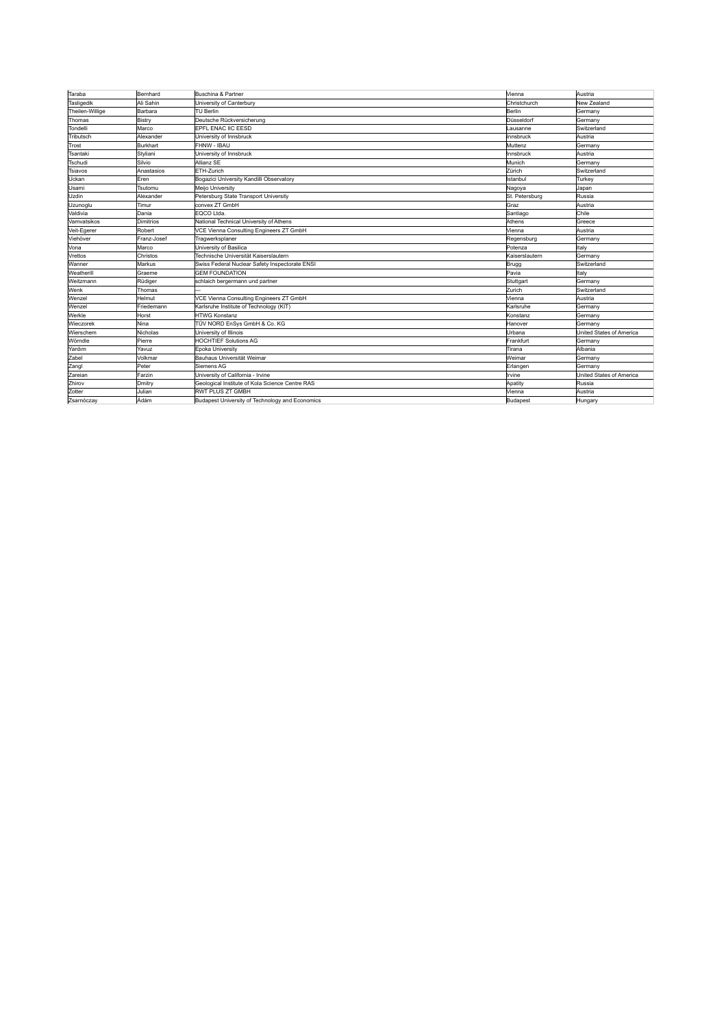| | | | | |
|---|---|---|---|---|
| Taraba | Bernhard | Buschina & Partner | Vienna | Austria |
| Tasligedik | Ali Sahin | University of Canterbury | Christchurch | New Zealand |
| Theilen-Willige | Barbara | TU Berlin | Berlin | Germany |
| Thomas | Bistry | Deutsche Rückversicherung | Düsseldorf | Germany |
| Tondelli | Marco | EPFL ENAC IIC EESD | Lausanne | Switzerland |
| Tributsch | Alexander | University of Innsbruck | Innsbruck | Austria |
| Trost | Burkhart | FHNW - IBAU | Muttenz | Germany |
| Tsantaki | Styliani | University of Innsbruck | Innsbruck | Austria |
| Tschudi | Silvio | Allianz SE | Munich | Germany |
| Tsiavos | Anastasios | ETH-Zurich | Zürich | Switzerland |
| Uckan | Eren | Bogazici University Kandilli Observatory | Istanbul | Turkey |
| Usami | Tsutomu | Meijo University | Nagoya | Japan |
| Uzdin | Alexander | Petersburg State Transport University | St. Petersburg | Russia |
| Uzunoglu | Timur | convex ZT GmbH | Graz | Austria |
| Valdivia | Dania | EQCO Ltda. | Santiago | Chile |
| Vamvatsikos | Dimitrios | National Technical University of Athens | Athens | Greece |
| Veit-Egerer | Robert | VCE Vienna Consulting Engineers ZT GmbH | Vienna | Austria |
| Viehöver | Franz-Josef | Tragwerksplaner | Regensburg | Germany |
| Vona | Marco | University of Basilica | Potenza | Italy |
| Vrettos | Christos | Technische Universität Kaiserslautern | Kaiserslautern | Germany |
| Wanner | Markus | Swiss Federal Nuclear Safety Inspectorate ENSI | Brugg | Switzerland |
| Weatherill | Graeme | GEM FOUNDATION | Pavia | Italy |
| Weitzmann | Rüdiger | schlaich bergermann und partner | Stuttgart | Germany |
| Wenk | Thomas | --- | Zurich | Switzerland |
| Wenzel | Helmut | VCE Vienna Consulting Engineers ZT GmbH | Vienna | Austria |
| Wenzel | Friedemann | Karlsruhe Institute of Technology (KIT) | Karlsruhe | Germany |
| Werkle | Horst | HTWG Konstanz | Konstanz | Germany |
| Wieczorek | Nina | TÜV NORD EnSys GmbH & Co. KG | Hanover | Germany |
| Wierschem | Nicholas | University of Illinois | Urbana | United States of America |
| Wörndle | Pierre | HOCHTIEF Solutions AG | Frankfurt | Germany |
| Yardım | Yavuz | Epoka University | Tirana | Albania |
| Zabel | Volkmar | Bauhaus Universität Weimar | Weimar | Germany |
| Zangl | Peter | Siemens AG | Erlangen | Germany |
| Zareian | Farzin | University of California - Irvine | Irvine | United States of America |
| Zhirov | Dmitry | Geological Institute of Kola Science Centre RAS | Apatity | Russia |
| Zotter | Julian | RWT PLUS ZT GMBH | Vienna | Austria |
| Zsarnóczay | Ádám | Budapest University of Technology and Economics | Budapest | Hungary |